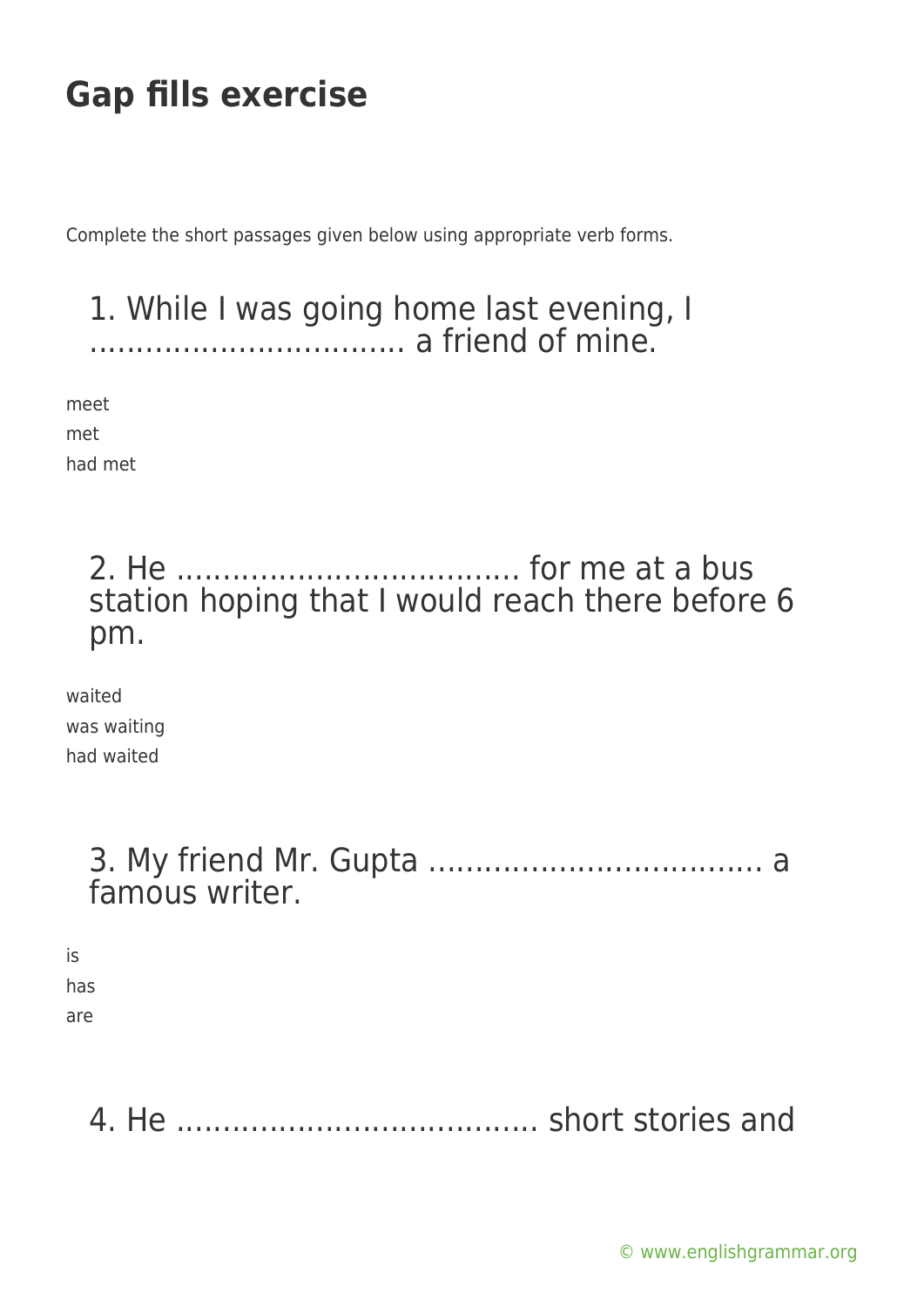# Gap fills exercise

Complete the short passages given below using appropriate verb forms.

## 1. While I was going home last evening, I ................................ a friend of mine.

meet
met
had met

## 2. He .................................... for me at a bus station hoping that I would reach there before 6 pm.

waited
was waiting
had waited

## 3. My friend Mr. Gupta .................................... a famous writer.

is
has
are

## 4. He ...................................... short stories and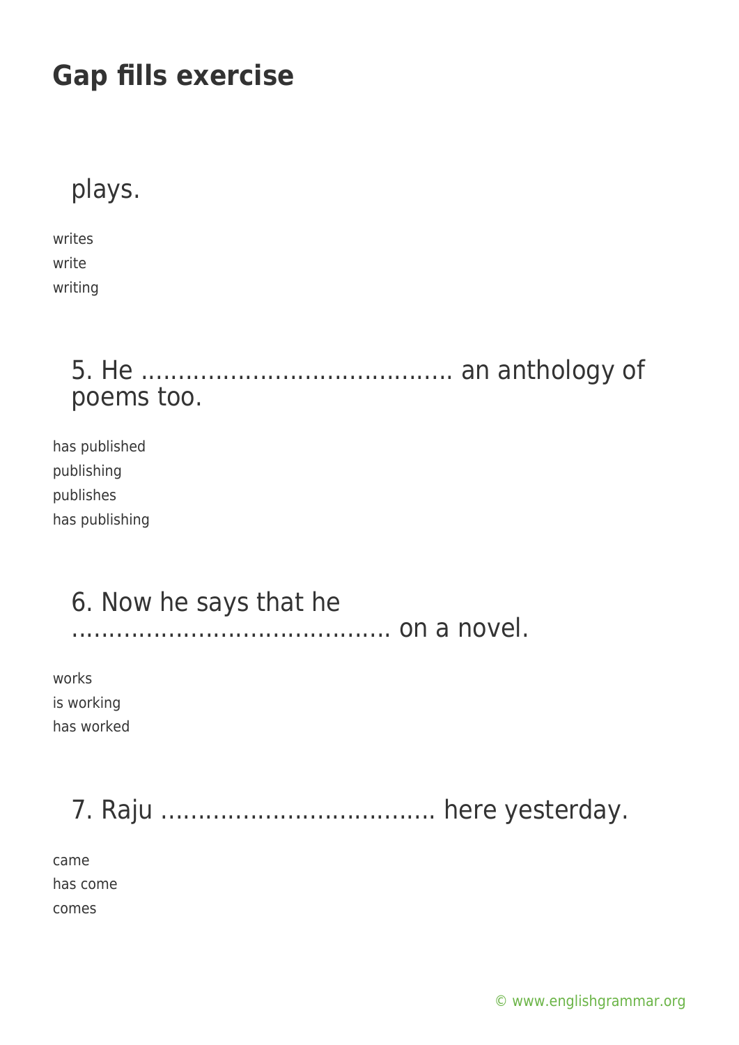# Gap fills exercise

plays.

writes
write
writing

5. He ........................................ an anthology of poems too.

has published
publishing
publishes
has publishing

6. Now he says that he .......................................... on a novel.

works
is working
has worked

7. Raju .................................... here yesterday.

came
has come
comes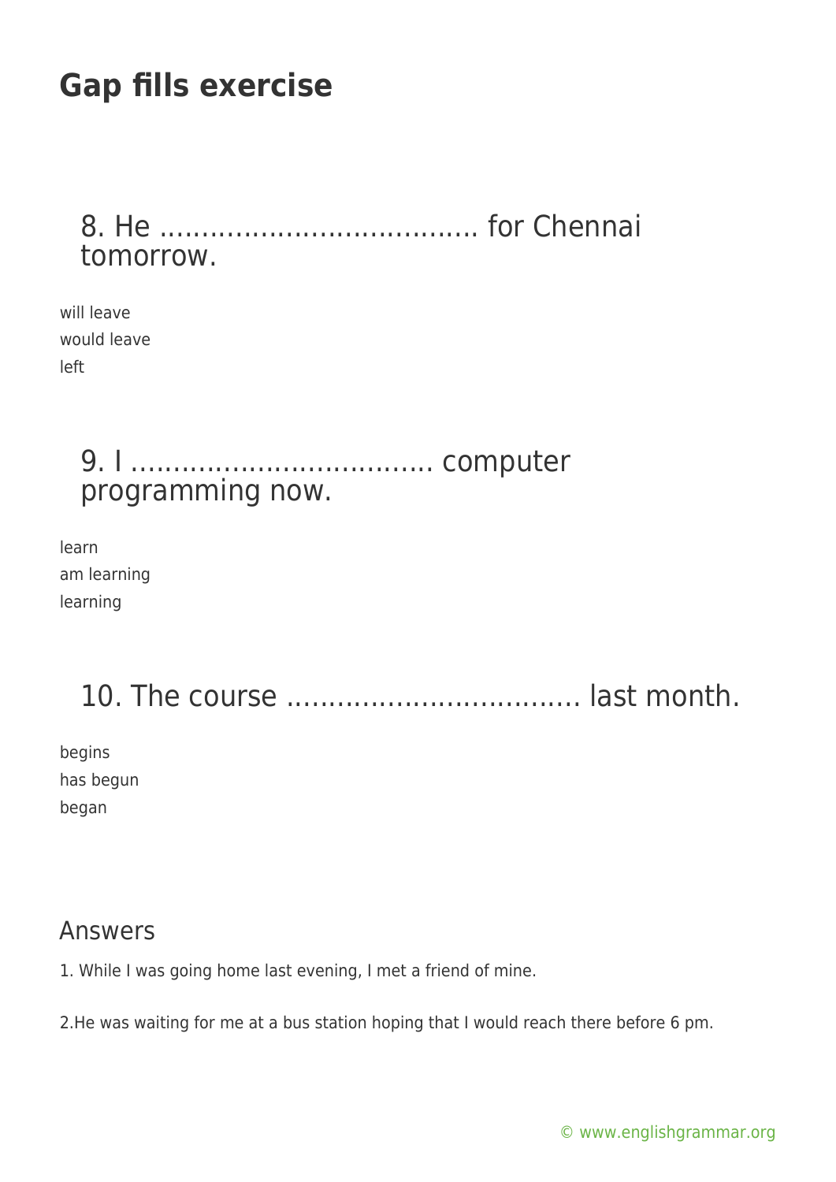# Gap fills exercise

## 8. He ..................................... for Chennai tomorrow.

will leave
would leave
left

## 9. I ................................... computer programming now.

learn
am learning
learning

## 10. The course ................................... last month.

begins
has begun
began

## Answers

1. While I was going home last evening, I met a friend of mine.

2.He was waiting for me at a bus station hoping that I would reach there before 6 pm.

© www.englishgrammar.org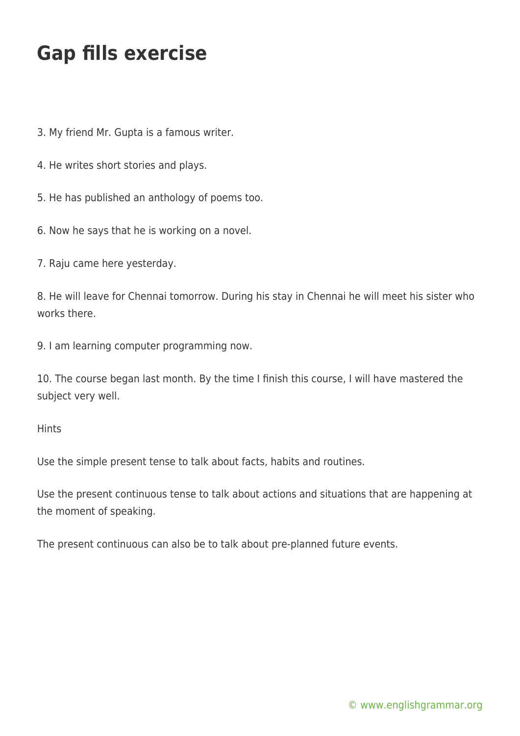# Gap fills exercise

3. My friend Mr. Gupta is a famous writer.

4. He writes short stories and plays.

5. He has published an anthology of poems too.

6. Now he says that he is working on a novel.

7. Raju came here yesterday.

8. He will leave for Chennai tomorrow. During his stay in Chennai he will meet his sister who works there.

9. I am learning computer programming now.

10. The course began last month. By the time I finish this course, I will have mastered the subject very well.

Hints

Use the simple present tense to talk about facts, habits and routines.

Use the present continuous tense to talk about actions and situations that are happening at the moment of speaking.

The present continuous can also be to talk about pre-planned future events.